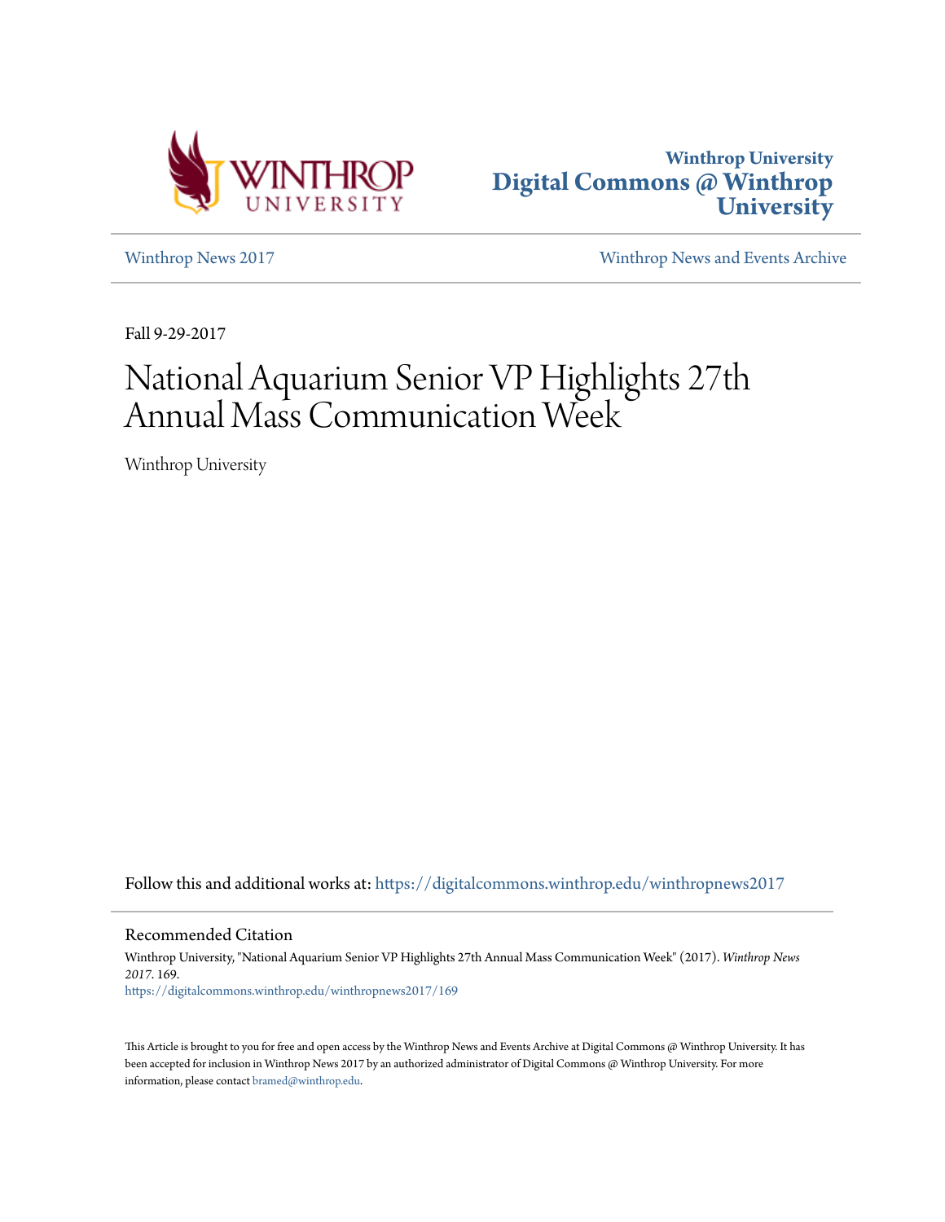Winthrop University
Digital Commons @ Winthrop University

Winthrop News 2017 | Winthrop News and Events Archive

Fall 9-29-2017

# National Aquarium Senior VP Highlights 27th Annual Mass Communication Week

Winthrop University

Follow this and additional works at: https://digitalcommons.winthrop.edu/winthropnews2017

## Recommended Citation

Winthrop University, "National Aquarium Senior VP Highlights 27th Annual Mass Communication Week" (2017). *Winthrop News 2017*. 169.
https://digitalcommons.winthrop.edu/winthropnews2017/169

This Article is brought to you for free and open access by the Winthrop News and Events Archive at Digital Commons @ Winthrop University. It has been accepted for inclusion in Winthrop News 2017 by an authorized administrator of Digital Commons @ Winthrop University. For more information, please contact bramed@winthrop.edu.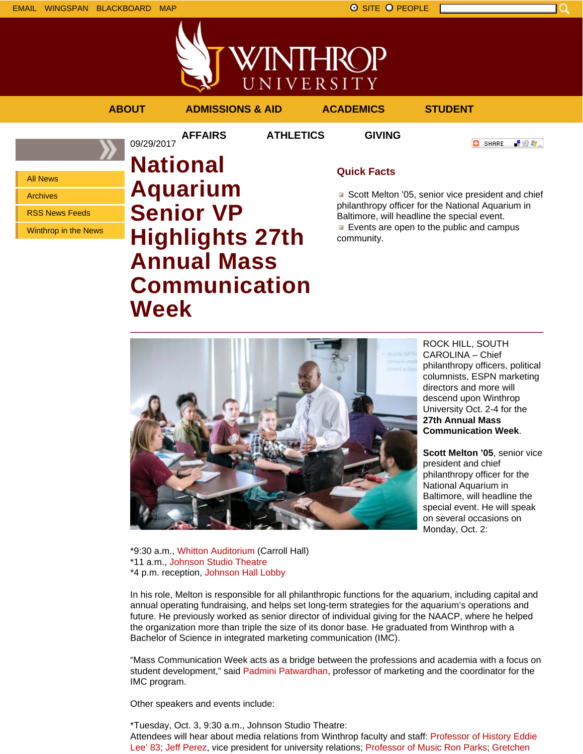EMAIL WINGSPAN BLACKBOARD MAP

SITE PEOPLE

ABOUT ADMISSIONS & AID ACADEMICS STUDENT AFFAIRS ATHLETICS GIVING

- All News
- Archives
- RSS News Feeds
- Winthrop in the News

09/29/2017

# National Aquarium Senior VP Highlights 27th Annual Mass Communication Week

## Quick Facts

- Scott Melton '05, senior vice president and chief philanthropy officer for the National Aquarium in Baltimore, will headline the special event.
- Events are open to the public and campus community.

ROCK HILL, SOUTH CAROLINA – Chief philanthropy officers, political columnists, ESPN marketing directors and more will descend upon Winthrop University Oct. 2-4 for the **27th Annual Mass Communication Week**.

**Scott Melton '05**, senior vice president and chief philanthropy officer for the National Aquarium in Baltimore, will headline the special event. He will speak on several occasions on Monday, Oct. 2:

*9:30 a.m., Whitton Auditorium (Carroll Hall)
*11 a.m., Johnson Studio Theatre
*4 p.m. reception, Johnson Hall Lobby

In his role, Melton is responsible for all philanthropic functions for the aquarium, including capital and annual operating fundraising, and helps set long-term strategies for the aquarium's operations and future. He previously worked as senior director of individual giving for the NAACP, where he helped the organization more than triple the size of its donor base. He graduated from Winthrop with a Bachelor of Science in integrated marketing communication (IMC).

"Mass Communication Week acts as a bridge between the professions and academia with a focus on student development," said Padmini Patwardhan, professor of marketing and the coordinator for the IMC program.

Other speakers and events include:

*Tuesday, Oct. 3, 9:30 a.m., Johnson Studio Theatre:
Attendees will hear about media relations from Winthrop faculty and staff: Professor of History Eddie Lee' 83; Jeff Perez, vice president for university relations; Professor of Music Ron Parks; Gretchen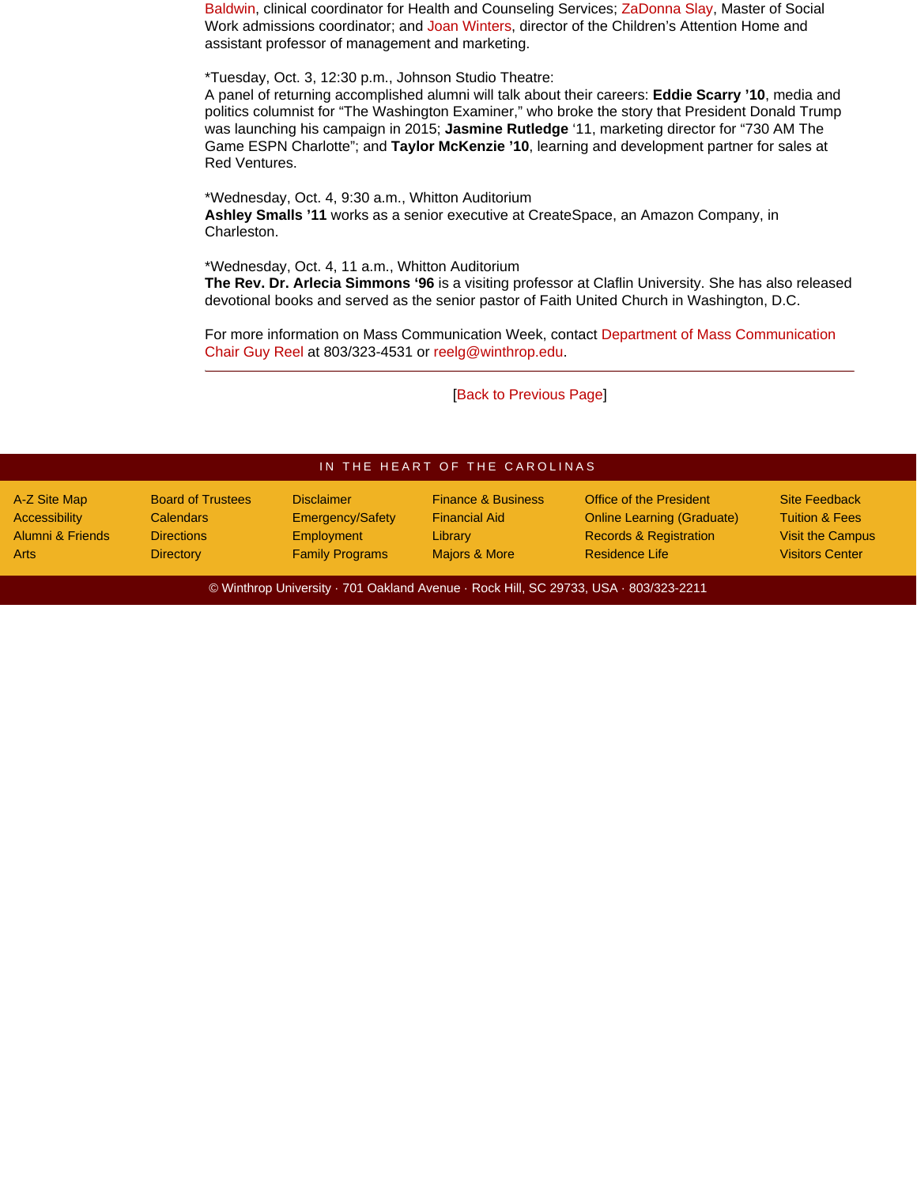Baldwin, clinical coordinator for Health and Counseling Services; ZaDonna Slay, Master of Social Work admissions coordinator; and Joan Winters, director of the Children's Attention Home and assistant professor of management and marketing.

*Tuesday, Oct. 3, 12:30 p.m., Johnson Studio Theatre:
A panel of returning accomplished alumni will talk about their careers: **Eddie Scarry '10**, media and politics columnist for "The Washington Examiner," who broke the story that President Donald Trump was launching his campaign in 2015; **Jasmine Rutledge** '11, marketing director for "730 AM The Game ESPN Charlotte"; and **Taylor McKenzie '10**, learning and development partner for sales at Red Ventures.

*Wednesday, Oct. 4, 9:30 a.m., Whitton Auditorium
**Ashley Smalls '11** works as a senior executive at CreateSpace, an Amazon Company, in Charleston.

*Wednesday, Oct. 4, 11 a.m., Whitton Auditorium
**The Rev. Dr. Arlecia Simmons '96** is a visiting professor at Claflin University. She has also released devotional books and served as the senior pastor of Faith United Church in Washington, D.C.

For more information on Mass Communication Week, contact Department of Mass Communication Chair Guy Reel at 803/323-4531 or reelg@winthrop.edu.

---

[Back to Previous Page]

IN THE HEART OF THE CAROLINAS

A-Z Site Map
Accessibility
Alumni & Friends
Arts
Board of Trustees
Calendars
Directions
Directory
Disclaimer
Emergency/Safety
Employment
Family Programs
Finance & Business
Financial Aid
Library
Majors & More
Office of the President
Online Learning (Graduate)
Records & Registration
Residence Life
Site Feedback
Tuition & Fees
Visit the Campus
Visitors Center

© Winthrop University · 701 Oakland Avenue · Rock Hill, SC 29733, USA · 803/323-2211